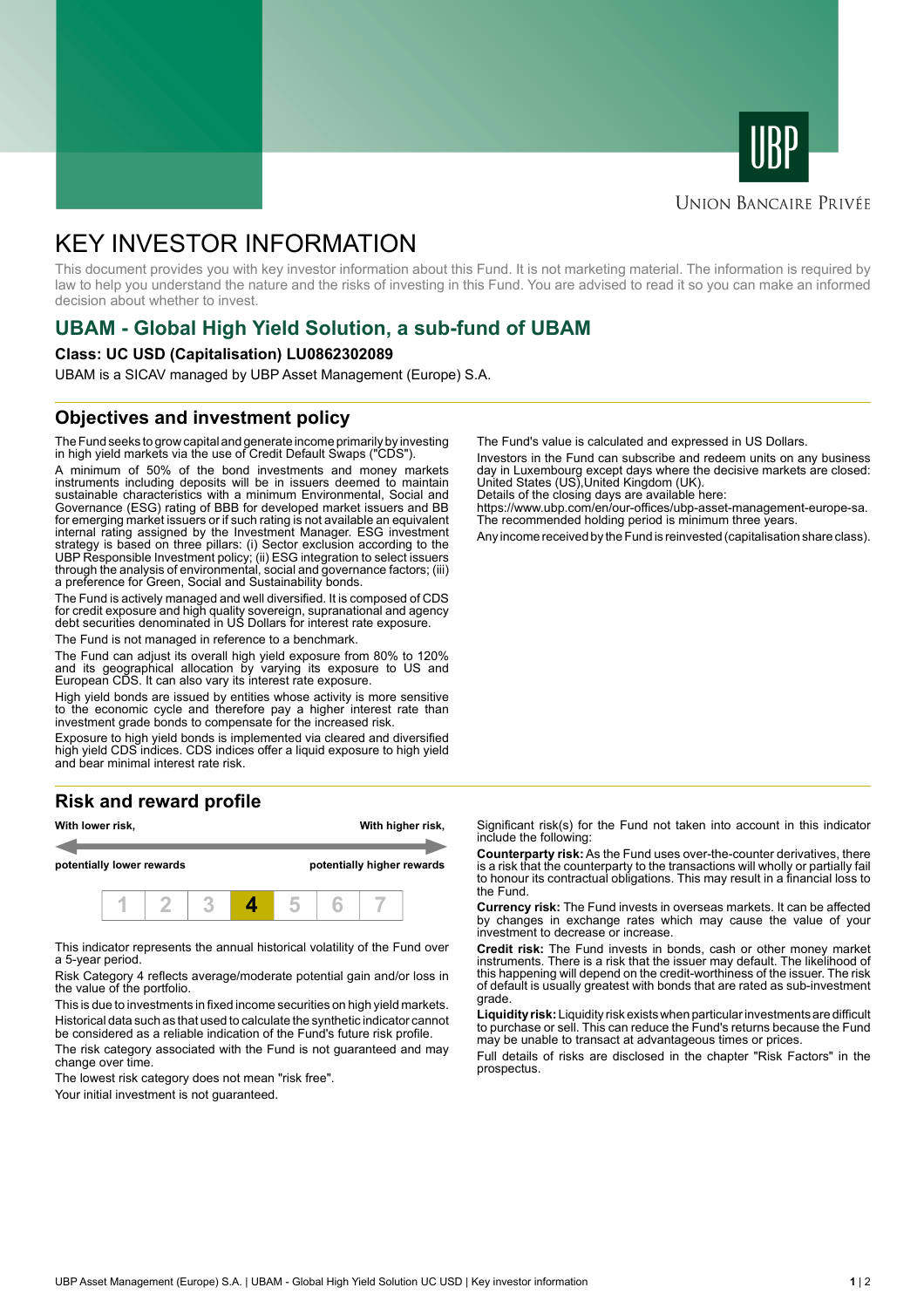UBP

Union Bancaire Privée

# KEY INVESTOR INFORMATION

This document provides you with key investor information about this Fund. It is not marketing material. The information is required by law to help you understand the nature and the risks of investing in this Fund. You are advised to read it so you can make an informed decision about whether to invest.

## UBAM - Global High Yield Solution, a sub-fund of UBAM

**Class: UC USD (Capitalisation) LU0862302089**

UBAM is a SICAV managed by UBP Asset Management (Europe) S.A.

## Objectives and investment policy

The Fund seeks to grow capital and generate income primarily by investing in high yield markets via the use of Credit Default Swaps ("CDS").

A minimum of 50% of the bond investments and money markets instruments including deposits will be in issuers deemed to maintain sustainable characteristics with a minimum Environmental, Social and Governance (ESG) rating of BBB for developed market issuers and BB for emerging market issuers or if such rating is not available an equivalent internal rating assigned by the Investment Manager. ESG investment strategy is based on three pillars: (i) Sector exclusion according to the UBP Responsible Investment policy; (ii) ESG integration to select issuers through the analysis of environmental, social and governance factors; (iii) a preference for Green, Social and Sustainability bonds.

The Fund is actively managed and well diversified. It is composed of CDS for credit exposure and high quality sovereign, supranational and agency debt securities denominated in US Dollars for interest rate exposure.

The Fund is not managed in reference to a benchmark.

The Fund can adjust its overall high yield exposure from 80% to 120% and its geographical allocation by varying its exposure to US and European CDS. It can also vary its interest rate exposure.

High yield bonds are issued by entities whose activity is more sensitive to the economic cycle and therefore pay a higher interest rate than investment grade bonds to compensate for the increased risk.

Exposure to high yield bonds is implemented via cleared and diversified high yield CDS indices. CDS indices offer a liquid exposure to high yield and bear minimal interest rate risk.

The Fund's value is calculated and expressed in US Dollars.

Investors in the Fund can subscribe and redeem units on any business day in Luxembourg except days where the decisive markets are closed: United States (US),United Kingdom (UK).
Details of the closing days are available here:
https://www.ubp.com/en/our-offices/ubp-asset-management-europe-sa.
The recommended holding period is minimum three years.

Any income received by the Fund is reinvested (capitalisation share class).

## Risk and reward profile

| **With lower risk,** | | | | | | **With higher risk,** |
|---|---|---|---|---|---|---|
| **potentially lower rewards** | | | | | | **potentially higher rewards** |
| 1 | 2 | 3 | **4** | 5 | 6 | 7 |

This indicator represents the annual historical volatility of the Fund over a 5-year period.

Risk Category 4 reflects average/moderate potential gain and/or loss in the value of the portfolio.

This is due to investments in fixed income securities on high yield markets.

Historical data such as that used to calculate the synthetic indicator cannot be considered as a reliable indication of the Fund's future risk profile.

The risk category associated with the Fund is not guaranteed and may change over time.

The lowest risk category does not mean "risk free".

Your initial investment is not guaranteed.

Significant risk(s) for the Fund not taken into account in this indicator include the following:

**Counterparty risk:** As the Fund uses over-the-counter derivatives, there is a risk that the counterparty to the transactions will wholly or partially fail to honour its contractual obligations. This may result in a financial loss to the Fund.

**Currency risk:** The Fund invests in overseas markets. It can be affected by changes in exchange rates which may cause the value of your investment to decrease or increase.

**Credit risk:** The Fund invests in bonds, cash or other money market instruments. There is a risk that the issuer may default. The likelihood of this happening will depend on the credit-worthiness of the issuer. The risk of default is usually greatest with bonds that are rated as sub-investment grade.

**Liquidity risk:** Liquidity risk exists when particular investments are difficult to purchase or sell. This can reduce the Fund's returns because the Fund may be unable to transact at advantageous times or prices.

Full details of risks are disclosed in the chapter "Risk Factors" in the prospectus.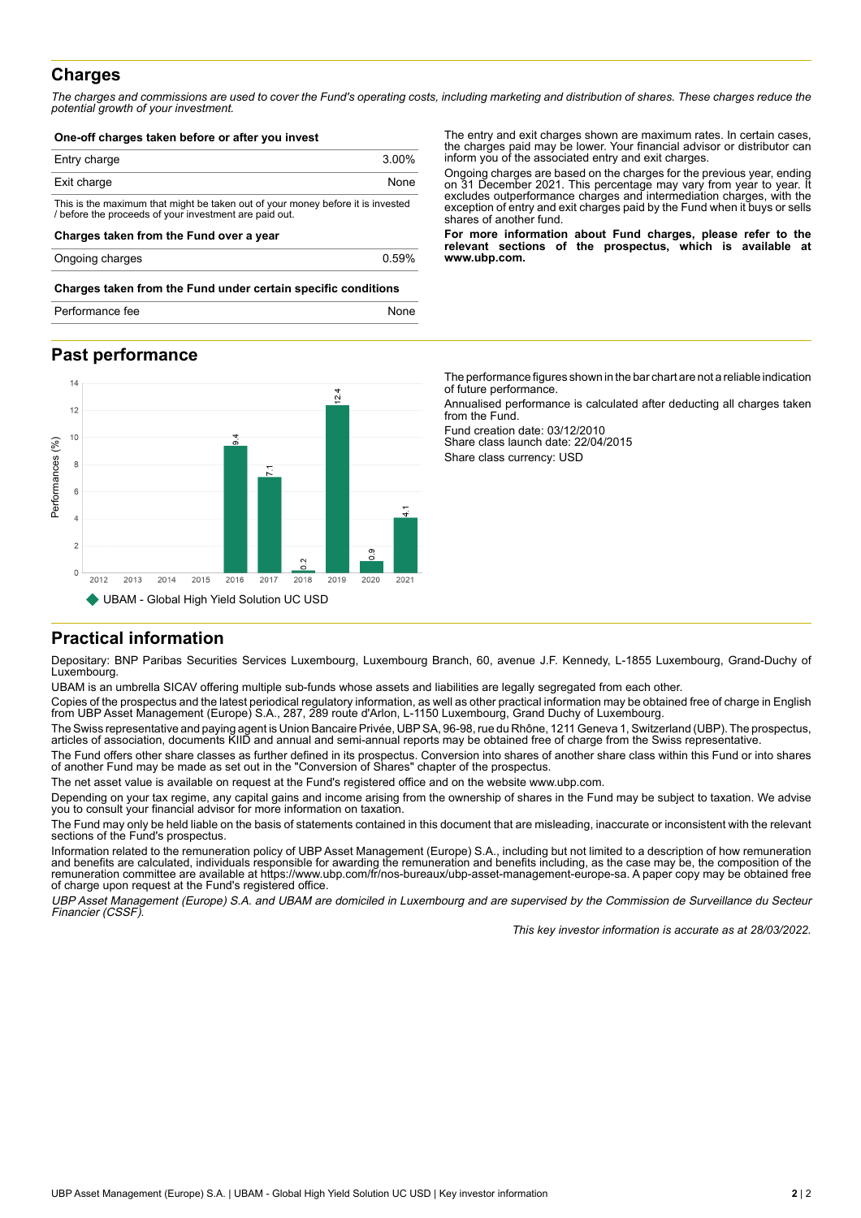## Charges

*The charges and commissions are used to cover the Fund's operating costs, including marketing and distribution of shares. These charges reduce the potential growth of your investment.*

| One-off charges taken before or after you invest | |
|---|---|
| Entry charge | 3.00% |
| Exit charge | None |

This is the maximum that might be taken out of your money before it is invested / before the proceeds of your investment are paid out.

| Charges taken from the Fund over a year | |
|---|---|
| Ongoing charges | 0.59% |

| Charges taken from the Fund under certain specific conditions | |
|---|---|
| Performance fee | None |

The entry and exit charges shown are maximum rates. In certain cases, the charges paid may be lower. Your financial advisor or distributor can inform you of the associated entry and exit charges.

Ongoing charges are based on the charges for the previous year, ending on 31 December 2021. This percentage may vary from year to year. It excludes outperformance charges and intermediation charges, with the exception of entry and exit charges paid by the Fund when it buys or sells shares of another fund.

**For more information about Fund charges, please refer to the relevant sections of the prospectus, which is available at www.ubp.com.**

## Past performance

Performances (%)

14
12
10
8
6
4
2
0

2012 2013 2014 2015 2016 2017 2018 2019 2020 2021

9.4 (2016)
7.1 (2017)
0.2 (2018)
12.4 (2019)
0.9 (2020)
4.1 (2021)

UBAM - Global High Yield Solution UC USD

The performance figures shown in the bar chart are not a reliable indication of future performance.

Annualised performance is calculated after deducting all charges taken from the Fund.

Fund creation date: 03/12/2010
Share class launch date: 22/04/2015
Share class currency: USD

## Practical information

Depositary: BNP Paribas Securities Services Luxembourg, Luxembourg Branch, 60, avenue J.F. Kennedy, L-1855 Luxembourg, Grand-Duchy of Luxembourg.

UBAM is an umbrella SICAV offering multiple sub-funds whose assets and liabilities are legally segregated from each other.

Copies of the prospectus and the latest periodical regulatory information, as well as other practical information may be obtained free of charge in English from UBP Asset Management (Europe) S.A., 287, 289 route d'Arlon, L-1150 Luxembourg, Grand Duchy of Luxembourg.

The Swiss representative and paying agent is Union Bancaire Privée, UBP SA, 96-98, rue du Rhône, 1211 Geneva 1, Switzerland (UBP). The prospectus, articles of association, documents KIID and annual and semi-annual reports may be obtained free of charge from the Swiss representative.

The Fund offers other share classes as further defined in its prospectus. Conversion into shares of another share class within this Fund or into shares of another Fund may be made as set out in the "Conversion of Shares" chapter of the prospectus.

The net asset value is available on request at the Fund's registered office and on the website www.ubp.com.

Depending on your tax regime, any capital gains and income arising from the ownership of shares in the Fund may be subject to taxation. We advise you to consult your financial advisor for more information on taxation.

The Fund may only be held liable on the basis of statements contained in this document that are misleading, inaccurate or inconsistent with the relevant sections of the Fund's prospectus.

Information related to the remuneration policy of UBP Asset Management (Europe) S.A., including but not limited to a description of how remuneration and benefits are calculated, individuals responsible for awarding the remuneration and benefits including, as the case may be, the composition of the remuneration committee are available at https://www.ubp.com/fr/nos-bureaux/ubp-asset-management-europe-sa. A paper copy may be obtained free of charge upon request at the Fund's registered office.

*UBP Asset Management (Europe) S.A. and UBAM are domiciled in Luxembourg and are supervised by the Commission de Surveillance du Secteur Financier (CSSF).*

*This key investor information is accurate as at 28/03/2022.*